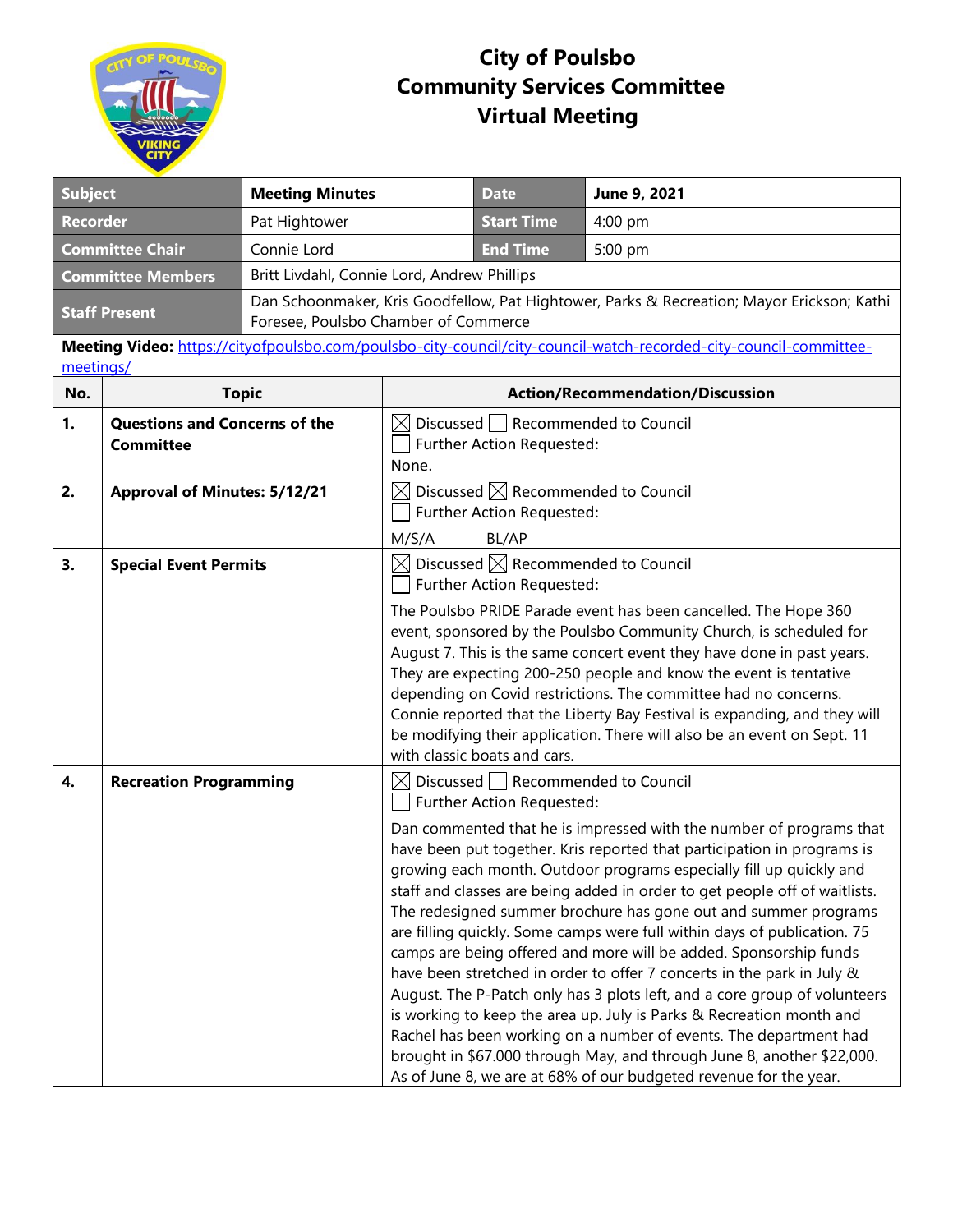# City of Poulsbo
# Community Services Committee
# Virtual Meeting

| Subject | Meeting Minutes | Date | June 9, 2021 |
|---|---|---|---|
| Recorder | Pat Hightower | Start Time | 4:00 pm |
| Committee Chair | Connie Lord | End Time | 5:00 pm |
| Committee Members | Britt Livdahl, Connie Lord, Andrew Phillips | | |
| Staff Present | Dan Schoonmaker, Kris Goodfellow, Pat Hightower, Parks & Recreation; Mayor Erickson; Kathi Foresee, Poulsbo Chamber of Commerce | | |

**Meeting Video:** [https://cityofpoulsbo.com/poulsbo-city-council/city-council-watch-recorded-city-council-committee-meetings/](https://cityofpoulsbo.com/poulsbo-city-council/city-council-watch-recorded-city-council-committee-meetings/)

| No. | Topic | Action/Recommendation/Discussion |
|---|---|---|
| 1. | **Questions and Concerns of the Committee** | ☒ Discussed ☐ Recommended to Council<br>☐ Further Action Requested:<br>None. |
| 2. | **Approval of Minutes: 5/12/21** | ☒ Discussed ☒ Recommended to Council<br>☐ Further Action Requested:<br>M/S/A BL/AP |
| 3. | **Special Event Permits** | ☒ Discussed ☒ Recommended to Council<br>☐ Further Action Requested:<br>The Poulsbo PRIDE Parade event has been cancelled. The Hope 360 event, sponsored by the Poulsbo Community Church, is scheduled for August 7. This is the same concert event they have done in past years. They are expecting 200-250 people and know the event is tentative depending on Covid restrictions. The committee had no concerns. Connie reported that the Liberty Bay Festival is expanding, and they will be modifying their application. There will also be an event on Sept. 11 with classic boats and cars. |
| 4. | **Recreation Programming** | ☒ Discussed ☐ Recommended to Council<br>☐ Further Action Requested:<br>Dan commented that he is impressed with the number of programs that have been put together. Kris reported that participation in programs is growing each month. Outdoor programs especially fill up quickly and staff and classes are being added in order to get people off of waitlists. The redesigned summer brochure has gone out and summer programs are filling quickly. Some camps were full within days of publication. 75 camps are being offered and more will be added. Sponsorship funds have been stretched in order to offer 7 concerts in the park in July & August. The P-Patch only has 3 plots left, and a core group of volunteers is working to keep the area up. July is Parks & Recreation month and Rachel has been working on a number of events. The department had brought in $67.000 through May, and through June 8, another $22,000. As of June 8, we are at 68% of our budgeted revenue for the year. |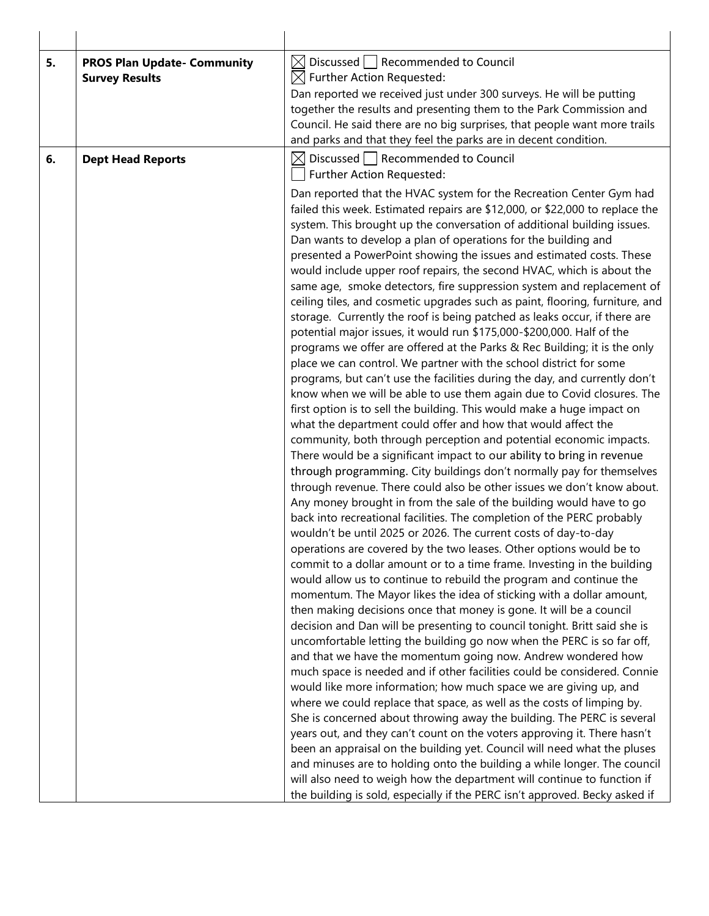| | | |
|---|---|---|
| 5. | **PROS Plan Update- Community Survey Results** | ☒ Discussed ☐ Recommended to Council<br>☒ Further Action Requested:<br>Dan reported we received just under 300 surveys. He will be putting together the results and presenting them to the Park Commission and Council. He said there are no big surprises, that people want more trails and parks and that they feel the parks are in decent condition. |
| 6. | **Dept Head Reports** | ☒ Discussed ☐ Recommended to Council<br>☐ Further Action Requested:<br>Dan reported that the HVAC system for the Recreation Center Gym had failed this week. Estimated repairs are $12,000, or $22,000 to replace the system. This brought up the conversation of additional building issues. Dan wants to develop a plan of operations for the building and presented a PowerPoint showing the issues and estimated costs. These would include upper roof repairs, the second HVAC, which is about the same age, smoke detectors, fire suppression system and replacement of ceiling tiles, and cosmetic upgrades such as paint, flooring, furniture, and storage. Currently the roof is being patched as leaks occur, if there are potential major issues, it would run $175,000-$200,000. Half of the programs we offer are offered at the Parks & Rec Building; it is the only place we can control. We partner with the school district for some programs, but can't use the facilities during the day, and currently don't know when we will be able to use them again due to Covid closures. The first option is to sell the building. This would make a huge impact on what the department could offer and how that would affect the community, both through perception and potential economic impacts. There would be a significant impact to our ability to bring in revenue through programming. City buildings don't normally pay for themselves through revenue. There could also be other issues we don't know about. Any money brought in from the sale of the building would have to go back into recreational facilities. The completion of the PERC probably wouldn't be until 2025 or 2026. The current costs of day-to-day operations are covered by the two leases. Other options would be to commit to a dollar amount or to a time frame. Investing in the building would allow us to continue to rebuild the program and continue the momentum. The Mayor likes the idea of sticking with a dollar amount, then making decisions once that money is gone. It will be a council decision and Dan will be presenting to council tonight. Britt said she is uncomfortable letting the building go now when the PERC is so far off, and that we have the momentum going now. Andrew wondered how much space is needed and if other facilities could be considered. Connie would like more information; how much space we are giving up, and where we could replace that space, as well as the costs of limping by. She is concerned about throwing away the building. The PERC is several years out, and they can't count on the voters approving it. There hasn't been an appraisal on the building yet. Council will need what the pluses and minuses are to holding onto the building a while longer. The council will also need to weigh how the department will continue to function if the building is sold, especially if the PERC isn't approved. Becky asked if |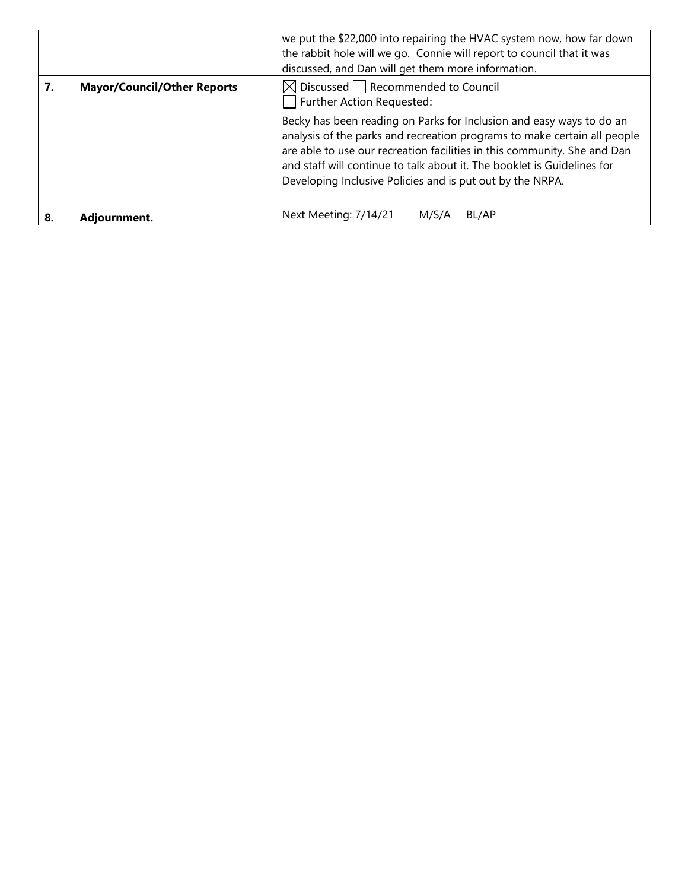| | | |
|---|---|---|
| | | we put the $22,000 into repairing the HVAC system now, how far down the rabbit hole will we go. Connie will report to council that it was discussed, and Dan will get them more information. |
| **7.** | **Mayor/Council/Other Reports** | ☒ Discussed ☐ Recommended to Council ☐ Further Action Requested:<br><br>Becky has been reading on Parks for Inclusion and easy ways to do an analysis of the parks and recreation programs to make certain all people are able to use our recreation facilities in this community. She and Dan and staff will continue to talk about it. The booklet is Guidelines for Developing Inclusive Policies and is put out by the NRPA. |
| **8.** | **Adjournment.** | Next Meeting: 7/14/21 M/S/A BL/AP |